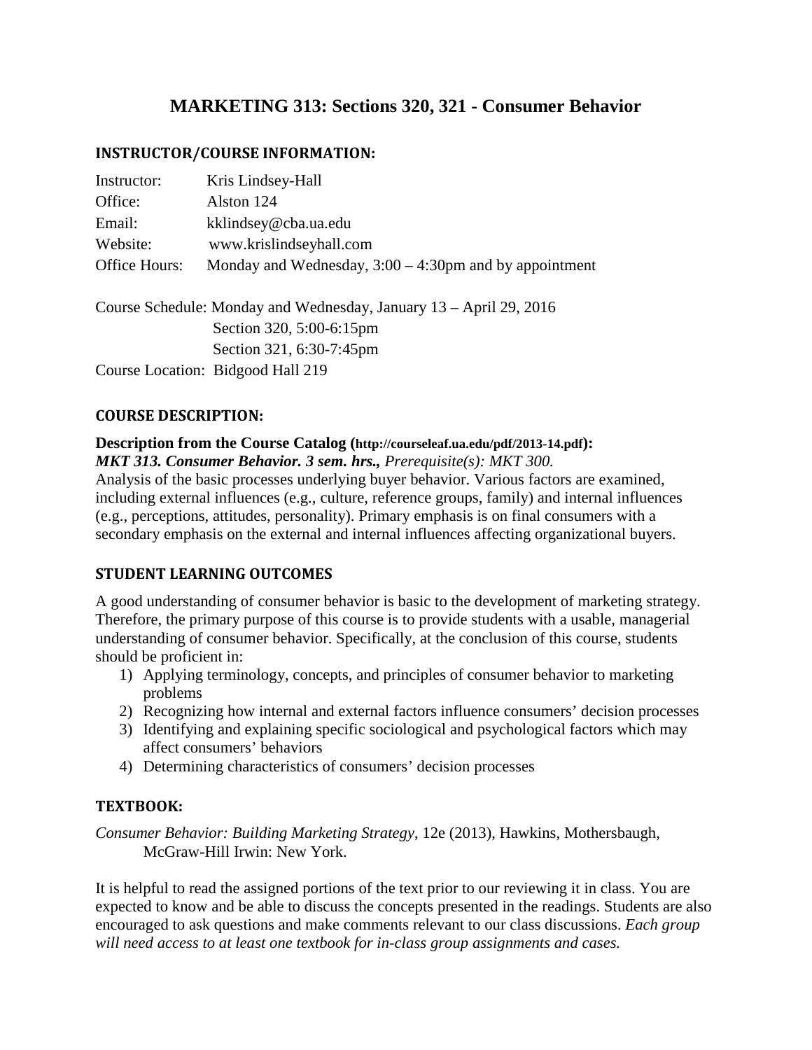# MARKETING 313: Sections 320, 321 - Consumer Behavior

## INSTRUCTOR/COURSE INFORMATION:

Instructor: Kris Lindsey-Hall
Office: Alston 124
Email: kklindsey@cba.ua.edu
Website: www.krislindseyhall.com
Office Hours: Monday and Wednesday, 3:00 – 4:30pm and by appointment

Course Schedule: Monday and Wednesday, January 13 – April 29, 2016
Section 320, 5:00-6:15pm
Section 321, 6:30-7:45pm
Course Location: Bidgood Hall 219

## COURSE DESCRIPTION:

**Description from the Course Catalog (http://courseleaf.ua.edu/pdf/2013-14.pdf):**
***MKT 313. Consumer Behavior. 3 sem. hrs.,*** *Prerequisite(s): MKT 300.*
Analysis of the basic processes underlying buyer behavior. Various factors are examined, including external influences (e.g., culture, reference groups, family) and internal influences (e.g., perceptions, attitudes, personality). Primary emphasis is on final consumers with a secondary emphasis on the external and internal influences affecting organizational buyers.

## STUDENT LEARNING OUTCOMES

A good understanding of consumer behavior is basic to the development of marketing strategy. Therefore, the primary purpose of this course is to provide students with a usable, managerial understanding of consumer behavior. Specifically, at the conclusion of this course, students should be proficient in:

1) Applying terminology, concepts, and principles of consumer behavior to marketing problems
2) Recognizing how internal and external factors influence consumers' decision processes
3) Identifying and explaining specific sociological and psychological factors which may affect consumers' behaviors
4) Determining characteristics of consumers' decision processes

## TEXTBOOK:

*Consumer Behavior: Building Marketing Strategy*, 12e (2013), Hawkins, Mothersbaugh, McGraw-Hill Irwin: New York.

It is helpful to read the assigned portions of the text prior to our reviewing it in class. You are expected to know and be able to discuss the concepts presented in the readings. Students are also encouraged to ask questions and make comments relevant to our class discussions. *Each group will need access to at least one textbook for in-class group assignments and cases.*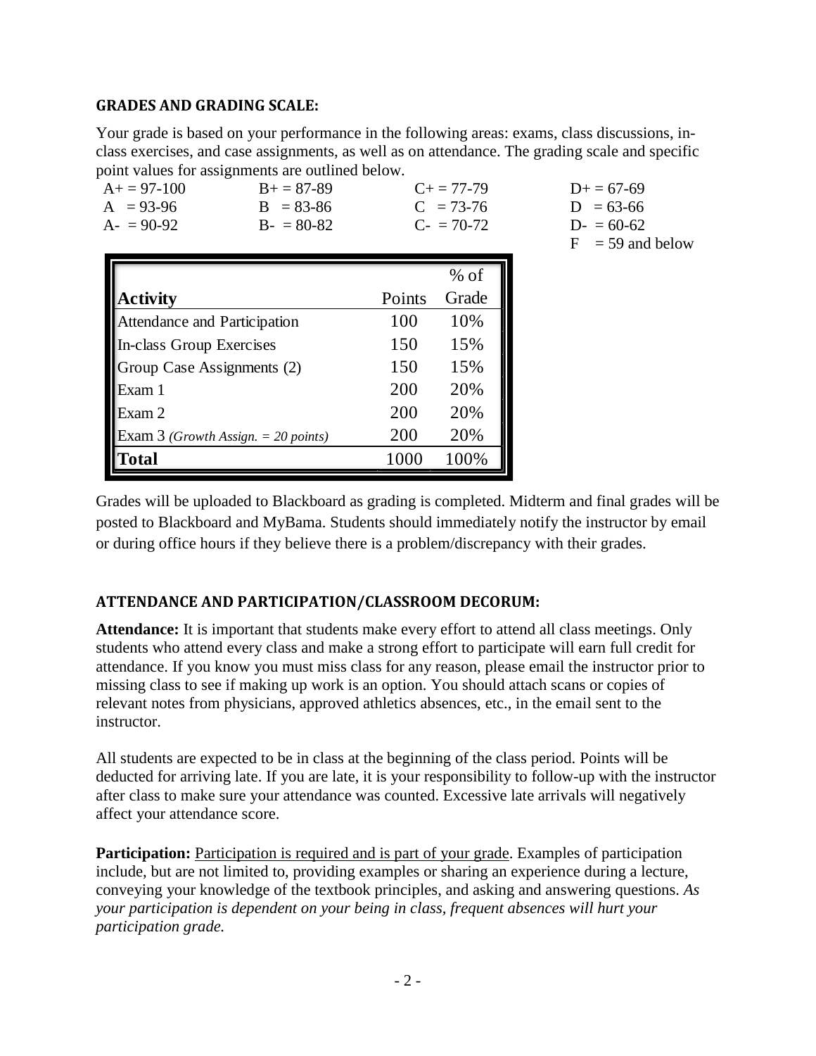## GRADES AND GRADING SCALE:

Your grade is based on your performance in the following areas: exams, class discussions, in-class exercises, and case assignments, as well as on attendance. The grading scale and specific point values for assignments are outlined below.

| | | | |
|---|---|---|---|
| A+ = 97-100 | B+ = 87-89 | C+ = 77-79 | D+ = 67-69 |
| A = 93-96 | B = 83-86 | C = 73-76 | D = 63-66 |
| A- = 90-92 | B- = 80-82 | C- = 70-72 | D- = 60-62 |
| | | | F = 59 and below |

| Activity | Points | % of Grade |
|---|---|---|
| Attendance and Participation | 100 | 10% |
| In-class Group Exercises | 150 | 15% |
| Group Case Assignments (2) | 150 | 15% |
| Exam 1 | 200 | 20% |
| Exam 2 | 200 | 20% |
| Exam 3 *(Growth Assign. = 20 points)* | 200 | 20% |
| **Total** | 1000 | 100% |

Grades will be uploaded to Blackboard as grading is completed. Midterm and final grades will be posted to Blackboard and MyBama. Students should immediately notify the instructor by email or during office hours if they believe there is a problem/discrepancy with their grades.

## ATTENDANCE AND PARTICIPATION/CLASSROOM DECORUM:

**Attendance:** It is important that students make every effort to attend all class meetings. Only students who attend every class and make a strong effort to participate will earn full credit for attendance. If you know you must miss class for any reason, please email the instructor prior to missing class to see if making up work is an option. You should attach scans or copies of relevant notes from physicians, approved athletics absences, etc., in the email sent to the instructor.

All students are expected to be in class at the beginning of the class period. Points will be deducted for arriving late. If you are late, it is your responsibility to follow-up with the instructor after class to make sure your attendance was counted. Excessive late arrivals will negatively affect your attendance score.

**Participation:** Participation is required and is part of your grade. Examples of participation include, but are not limited to, providing examples or sharing an experience during a lecture, conveying your knowledge of the textbook principles, and asking and answering questions. *As your participation is dependent on your being in class, frequent absences will hurt your participation grade.*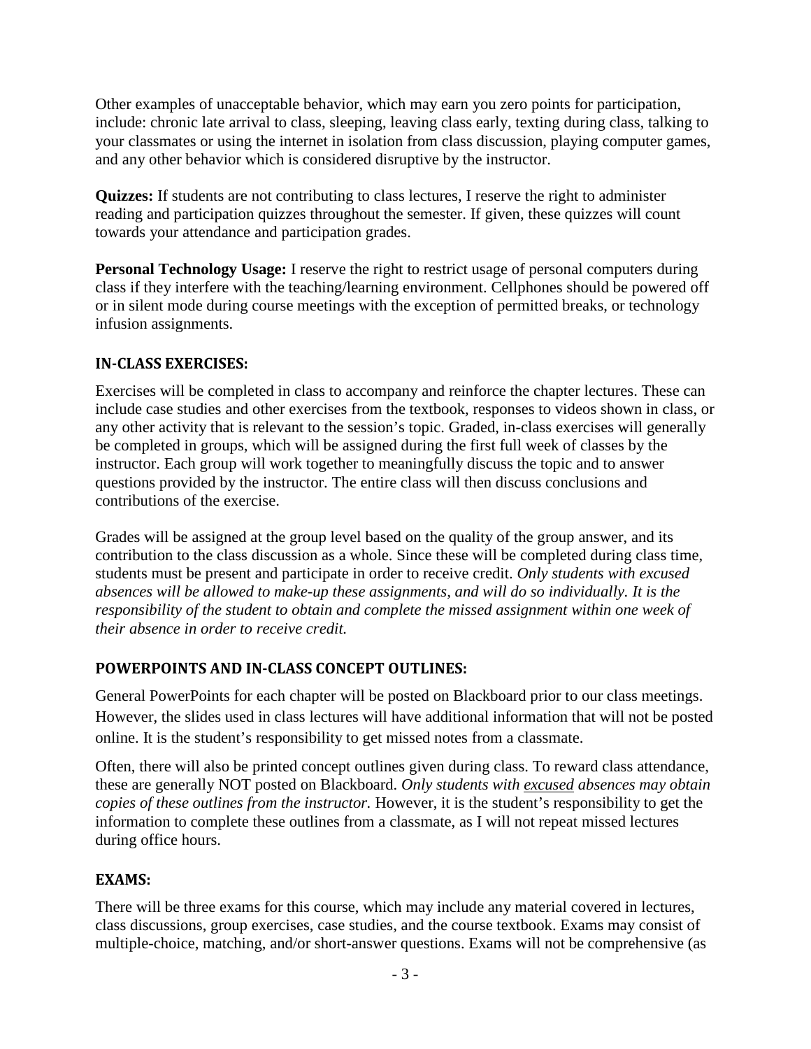Other examples of unacceptable behavior, which may earn you zero points for participation, include: chronic late arrival to class, sleeping, leaving class early, texting during class, talking to your classmates or using the internet in isolation from class discussion, playing computer games, and any other behavior which is considered disruptive by the instructor.

**Quizzes:** If students are not contributing to class lectures, I reserve the right to administer reading and participation quizzes throughout the semester. If given, these quizzes will count towards your attendance and participation grades.

**Personal Technology Usage:** I reserve the right to restrict usage of personal computers during class if they interfere with the teaching/learning environment. Cellphones should be powered off or in silent mode during course meetings with the exception of permitted breaks, or technology infusion assignments.

## IN-CLASS EXERCISES:

Exercises will be completed in class to accompany and reinforce the chapter lectures. These can include case studies and other exercises from the textbook, responses to videos shown in class, or any other activity that is relevant to the session's topic. Graded, in-class exercises will generally be completed in groups, which will be assigned during the first full week of classes by the instructor. Each group will work together to meaningfully discuss the topic and to answer questions provided by the instructor. The entire class will then discuss conclusions and contributions of the exercise.

Grades will be assigned at the group level based on the quality of the group answer, and its contribution to the class discussion as a whole. Since these will be completed during class time, students must be present and participate in order to receive credit. *Only students with excused absences will be allowed to make-up these assignments, and will do so individually. It is the responsibility of the student to obtain and complete the missed assignment within one week of their absence in order to receive credit.*

## POWERPOINTS AND IN-CLASS CONCEPT OUTLINES:

General PowerPoints for each chapter will be posted on Blackboard prior to our class meetings. However, the slides used in class lectures will have additional information that will not be posted online. It is the student's responsibility to get missed notes from a classmate.

Often, there will also be printed concept outlines given during class. To reward class attendance, these are generally NOT posted on Blackboard. *Only students with <u>excused</u> absences may obtain copies of these outlines from the instructor.* However, it is the student's responsibility to get the information to complete these outlines from a classmate, as I will not repeat missed lectures during office hours.

## EXAMS:

There will be three exams for this course, which may include any material covered in lectures, class discussions, group exercises, case studies, and the course textbook. Exams may consist of multiple-choice, matching, and/or short-answer questions. Exams will not be comprehensive (as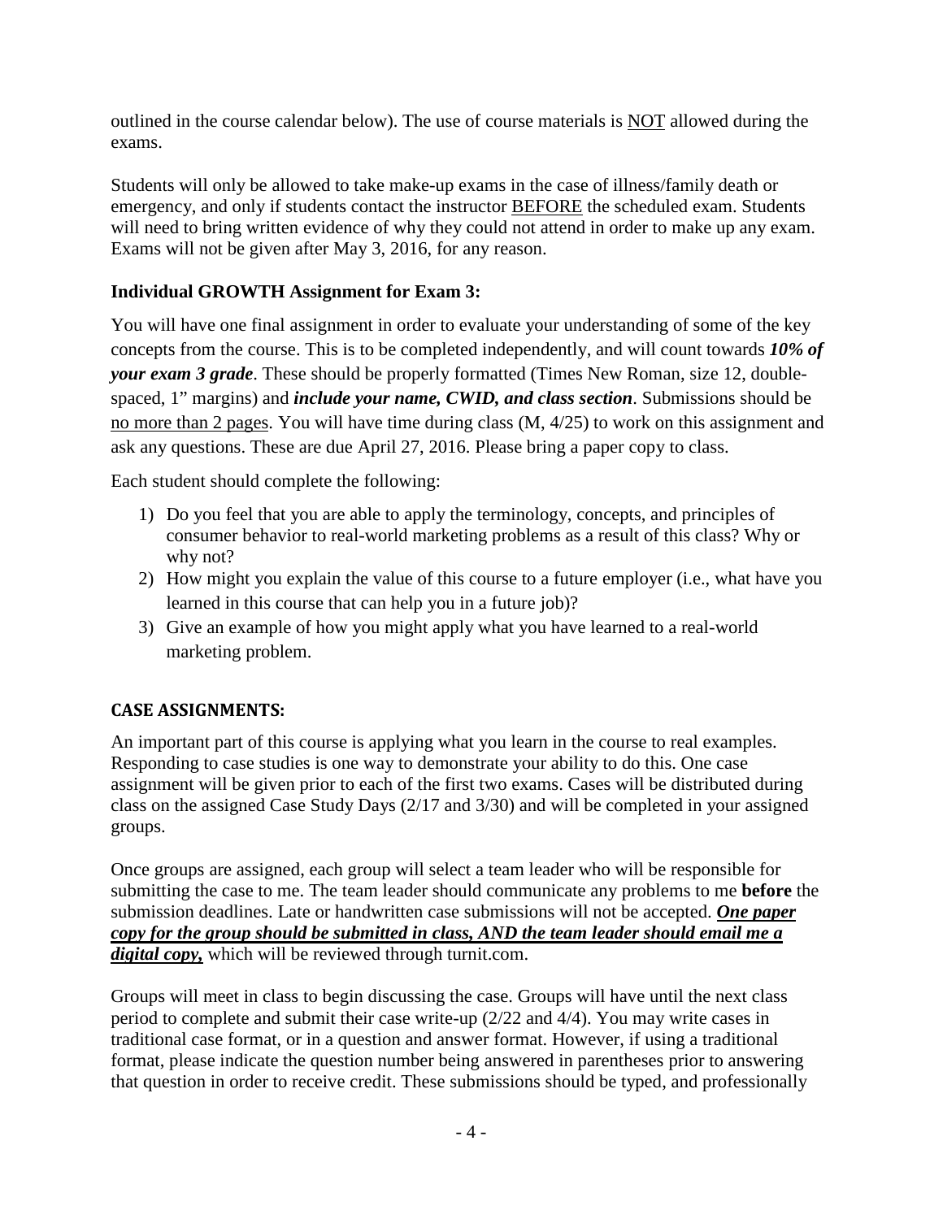outlined in the course calendar below). The use of course materials is NOT allowed during the exams.

Students will only be allowed to take make-up exams in the case of illness/family death or emergency, and only if students contact the instructor BEFORE the scheduled exam. Students will need to bring written evidence of why they could not attend in order to make up any exam. Exams will not be given after May 3, 2016, for any reason.

### Individual GROWTH Assignment for Exam 3:

You will have one final assignment in order to evaluate your understanding of some of the key concepts from the course. This is to be completed independently, and will count towards ***10% of your exam 3 grade***. These should be properly formatted (Times New Roman, size 12, double-spaced, 1" margins) and ***include your name, CWID, and class section***. Submissions should be no more than 2 pages. You will have time during class (M, 4/25) to work on this assignment and ask any questions. These are due April 27, 2016. Please bring a paper copy to class.

Each student should complete the following:

1) Do you feel that you are able to apply the terminology, concepts, and principles of consumer behavior to real-world marketing problems as a result of this class? Why or why not?
2) How might you explain the value of this course to a future employer (i.e., what have you learned in this course that can help you in a future job)?
3) Give an example of how you might apply what you have learned to a real-world marketing problem.

### CASE ASSIGNMENTS:

An important part of this course is applying what you learn in the course to real examples. Responding to case studies is one way to demonstrate your ability to do this. One case assignment will be given prior to each of the first two exams. Cases will be distributed during class on the assigned Case Study Days (2/17 and 3/30) and will be completed in your assigned groups.

Once groups are assigned, each group will select a team leader who will be responsible for submitting the case to me. The team leader should communicate any problems to me **before** the submission deadlines. Late or handwritten case submissions will not be accepted. ***One paper copy for the group should be submitted in class, AND the team leader should email me a digital copy,*** which will be reviewed through turnit.com.

Groups will meet in class to begin discussing the case. Groups will have until the next class period to complete and submit their case write-up (2/22 and 4/4). You may write cases in traditional case format, or in a question and answer format. However, if using a traditional format, please indicate the question number being answered in parentheses prior to answering that question in order to receive credit. These submissions should be typed, and professionally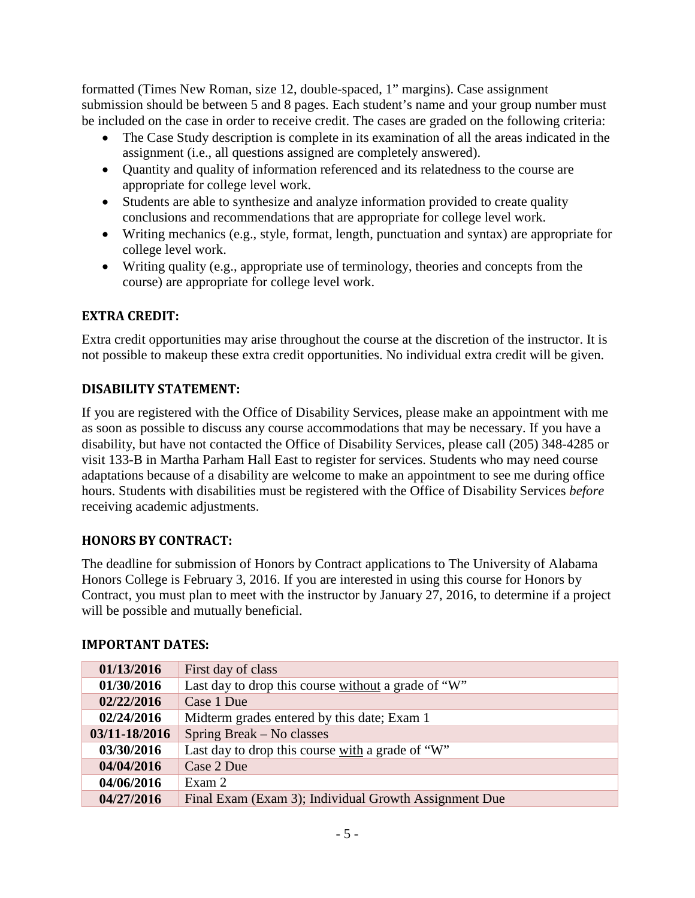formatted (Times New Roman, size 12, double-spaced, 1" margins). Case assignment submission should be between 5 and 8 pages. Each student's name and your group number must be included on the case in order to receive credit. The cases are graded on the following criteria:

- The Case Study description is complete in its examination of all the areas indicated in the assignment (i.e., all questions assigned are completely answered).
- Quantity and quality of information referenced and its relatedness to the course are appropriate for college level work.
- Students are able to synthesize and analyze information provided to create quality conclusions and recommendations that are appropriate for college level work.
- Writing mechanics (e.g., style, format, length, punctuation and syntax) are appropriate for college level work.
- Writing quality (e.g., appropriate use of terminology, theories and concepts from the course) are appropriate for college level work.

### EXTRA CREDIT:

Extra credit opportunities may arise throughout the course at the discretion of the instructor. It is not possible to makeup these extra credit opportunities. No individual extra credit will be given.

### DISABILITY STATEMENT:

If you are registered with the Office of Disability Services, please make an appointment with me as soon as possible to discuss any course accommodations that may be necessary. If you have a disability, but have not contacted the Office of Disability Services, please call (205) 348-4285 or visit 133-B in Martha Parham Hall East to register for services. Students who may need course adaptations because of a disability are welcome to make an appointment to see me during office hours. Students with disabilities must be registered with the Office of Disability Services *before* receiving academic adjustments.

### HONORS BY CONTRACT:

The deadline for submission of Honors by Contract applications to The University of Alabama Honors College is February 3, 2016. If you are interested in using this course for Honors by Contract, you must plan to meet with the instructor by January 27, 2016, to determine if a project will be possible and mutually beneficial.

### IMPORTANT DATES:

| Date | Event |
|---|---|
| **01/13/2016** | First day of class |
| **01/30/2016** | Last day to drop this course without a grade of "W" |
| **02/22/2016** | Case 1 Due |
| **02/24/2016** | Midterm grades entered by this date; Exam 1 |
| **03/11-18/2016** | Spring Break – No classes |
| **03/30/2016** | Last day to drop this course with a grade of "W" |
| **04/04/2016** | Case 2 Due |
| **04/06/2016** | Exam 2 |
| **04/27/2016** | Final Exam (Exam 3); Individual Growth Assignment Due |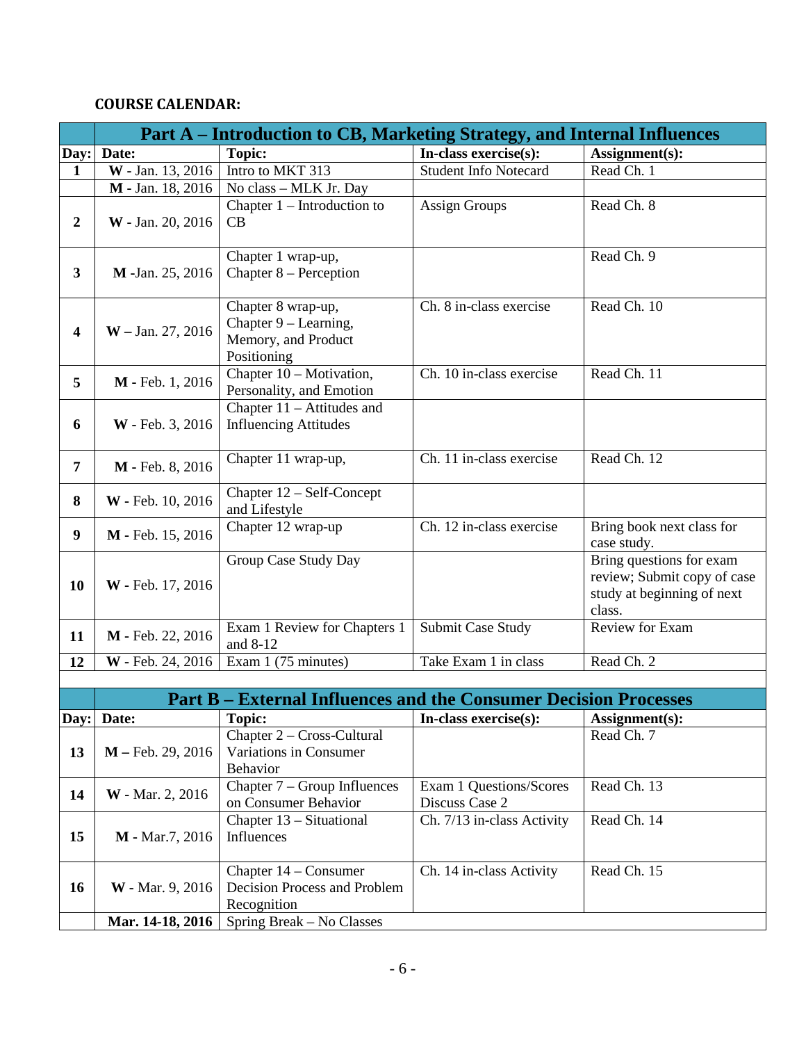**COURSE CALENDAR:**

| | Part A – Introduction to CB, Marketing Strategy, and Internal Influences | | | |
|---|---|---|---|---|
| **Day:** | **Date:** | **Topic:** | **In-class exercise(s):** | **Assignment(s):** |
| **1** | **W** - Jan. 13, 2016 | Intro to MKT 313 | Student Info Notecard | Read Ch. 1 |
| | **M** - Jan. 18, 2016 | No class – MLK Jr. Day | | |
| **2** | **W** - Jan. 20, 2016 | Chapter 1 – Introduction to CB | Assign Groups | Read Ch. 8 |
| **3** | **M** -Jan. 25, 2016 | Chapter 1 wrap-up, Chapter 8 – Perception | | Read Ch. 9 |
| **4** | **W** – Jan. 27, 2016 | Chapter 8 wrap-up, Chapter 9 – Learning, Memory, and Product Positioning | Ch. 8 in-class exercise | Read Ch. 10 |
| **5** | **M** - Feb. 1, 2016 | Chapter 10 – Motivation, Personality, and Emotion | Ch. 10 in-class exercise | Read Ch. 11 |
| **6** | **W** - Feb. 3, 2016 | Chapter 11 – Attitudes and Influencing Attitudes | | |
| **7** | **M** - Feb. 8, 2016 | Chapter 11 wrap-up, | Ch. 11 in-class exercise | Read Ch. 12 |
| **8** | **W** - Feb. 10, 2016 | Chapter 12 – Self-Concept and Lifestyle | | |
| **9** | **M** - Feb. 15, 2016 | Chapter 12 wrap-up | Ch. 12 in-class exercise | Bring book next class for case study. |
| **10** | **W** - Feb. 17, 2016 | Group Case Study Day | | Bring questions for exam review; Submit copy of case study at beginning of next class. |
| **11** | **M** - Feb. 22, 2016 | Exam 1 Review for Chapters 1 and 8-12 | Submit Case Study | Review for Exam |
| **12** | **W** - Feb. 24, 2016 | Exam 1 (75 minutes) | Take Exam 1 in class | Read Ch. 2 |

| | Part B – External Influences and the Consumer Decision Processes | | | |
|---|---|---|---|---|
| **Day:** | **Date:** | **Topic:** | **In-class exercise(s):** | **Assignment(s):** |
| **13** | **M** – Feb. 29, 2016 | Chapter 2 – Cross-Cultural Variations in Consumer Behavior | | Read Ch. 7 |
| **14** | **W** - Mar. 2, 2016 | Chapter 7 – Group Influences on Consumer Behavior | Exam 1 Questions/Scores Discuss Case 2 | Read Ch. 13 |
| **15** | **M** - Mar.7, 2016 | Chapter 13 – Situational Influences | Ch. 7/13 in-class Activity | Read Ch. 14 |
| **16** | **W** - Mar. 9, 2016 | Chapter 14 – Consumer Decision Process and Problem Recognition | Ch. 14 in-class Activity | Read Ch. 15 |
| | **Mar. 14-18, 2016** | Spring Break – No Classes | | |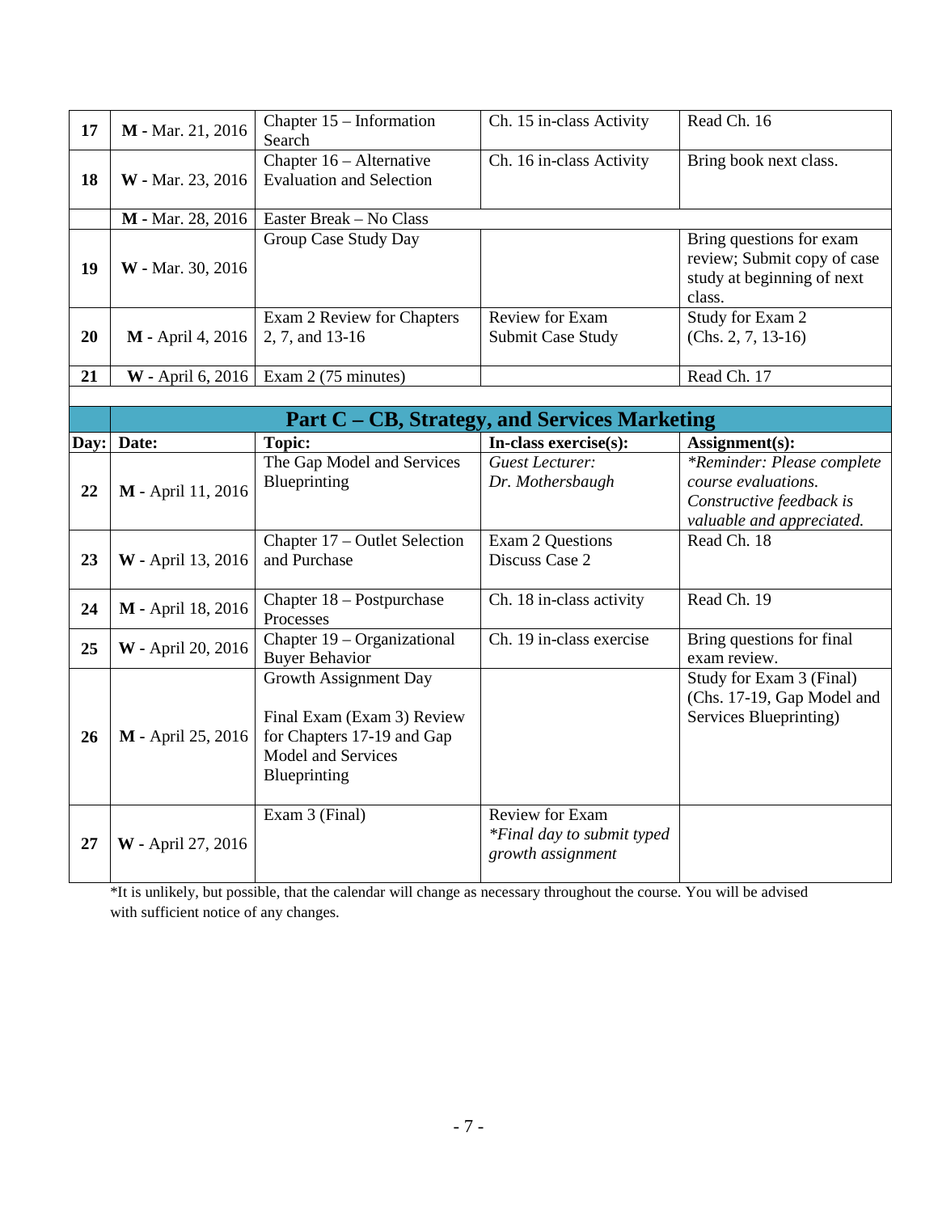| | | | | |
|---|---|---|---|---|
| **17** | **M** - Mar. 21, 2016 | Chapter 15 – Information Search | Ch. 15 in-class Activity | Read Ch. 16 |
| **18** | **W** - Mar. 23, 2016 | Chapter 16 – Alternative Evaluation and Selection | Ch. 16 in-class Activity | Bring book next class. |
| | **M** - Mar. 28, 2016 | Easter Break – No Class | | |
| **19** | **W** - Mar. 30, 2016 | Group Case Study Day | | Bring questions for exam review; Submit copy of case study at beginning of next class. |
| **20** | **M** - April 4, 2016 | Exam 2 Review for Chapters 2, 7, and 13-16 | Review for Exam Submit Case Study | Study for Exam 2 (Chs. 2, 7, 13-16) |
| **21** | **W** - April 6, 2016 | Exam 2 (75 minutes) | | Read Ch. 17 |

## Part C – CB, Strategy, and Services Marketing

| **Day:** | **Date:** | **Topic:** | **In-class exercise(s):** | **Assignment(s):** |
|---|---|---|---|---|
| **22** | **M** - April 11, 2016 | The Gap Model and Services Blueprinting | *Guest Lecturer: Dr. Mothersbaugh* | *\*Reminder: Please complete course evaluations. Constructive feedback is valuable and appreciated.* |
| **23** | **W** - April 13, 2016 | Chapter 17 – Outlet Selection and Purchase | Exam 2 Questions Discuss Case 2 | Read Ch. 18 |
| **24** | **M** - April 18, 2016 | Chapter 18 – Postpurchase Processes | Ch. 18 in-class activity | Read Ch. 19 |
| **25** | **W** - April 20, 2016 | Chapter 19 – Organizational Buyer Behavior | Ch. 19 in-class exercise | Bring questions for final exam review. |
| **26** | **M** - April 25, 2016 | Growth Assignment Day<br><br>Final Exam (Exam 3) Review for Chapters 17-19 and Gap Model and Services Blueprinting | | Study for Exam 3 (Final) (Chs. 17-19, Gap Model and Services Blueprinting) |
| **27** | **W** - April 27, 2016 | Exam 3 (Final) | Review for Exam<br>*\*Final day to submit typed growth assignment* | |

*It is unlikely, but possible, that the calendar will change as necessary throughout the course. You will be advised with sufficient notice of any changes.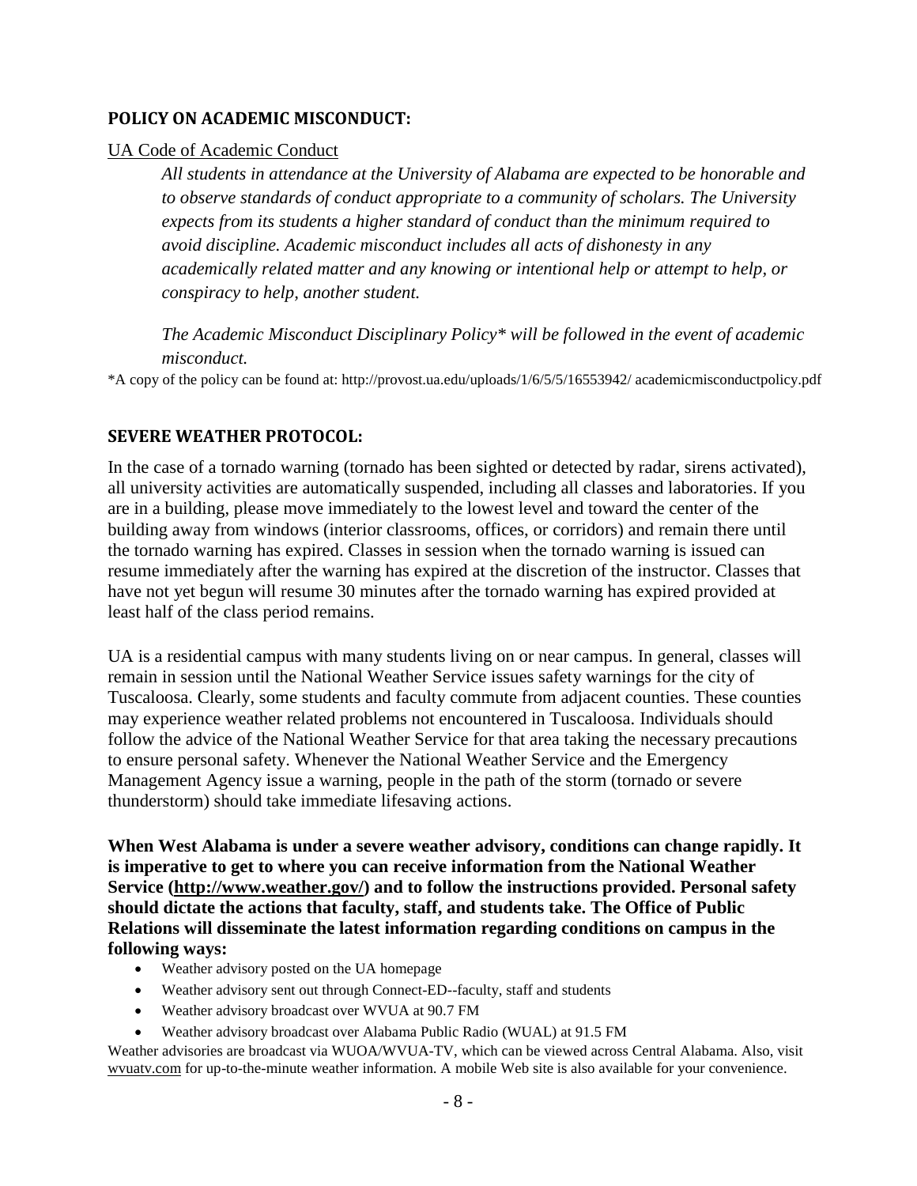## POLICY ON ACADEMIC MISCONDUCT:

UA Code of Academic Conduct

> *All students in attendance at the University of Alabama are expected to be honorable and to observe standards of conduct appropriate to a community of scholars. The University expects from its students a higher standard of conduct than the minimum required to avoid discipline. Academic misconduct includes all acts of dishonesty in any academically related matter and any knowing or intentional help or attempt to help, or conspiracy to help, another student.*
>
> *The Academic Misconduct Disciplinary Policy\* will be followed in the event of academic misconduct.*

\*A copy of the policy can be found at: http://provost.ua.edu/uploads/1/6/5/5/16553942/ academicmisconductpolicy.pdf

## SEVERE WEATHER PROTOCOL:

In the case of a tornado warning (tornado has been sighted or detected by radar, sirens activated), all university activities are automatically suspended, including all classes and laboratories. If you are in a building, please move immediately to the lowest level and toward the center of the building away from windows (interior classrooms, offices, or corridors) and remain there until the tornado warning has expired. Classes in session when the tornado warning is issued can resume immediately after the warning has expired at the discretion of the instructor. Classes that have not yet begun will resume 30 minutes after the tornado warning has expired provided at least half of the class period remains.

UA is a residential campus with many students living on or near campus. In general, classes will remain in session until the National Weather Service issues safety warnings for the city of Tuscaloosa. Clearly, some students and faculty commute from adjacent counties. These counties may experience weather related problems not encountered in Tuscaloosa. Individuals should follow the advice of the National Weather Service for that area taking the necessary precautions to ensure personal safety. Whenever the National Weather Service and the Emergency Management Agency issue a warning, people in the path of the storm (tornado or severe thunderstorm) should take immediate lifesaving actions.

**When West Alabama is under a severe weather advisory, conditions can change rapidly. It is imperative to get to where you can receive information from the National Weather Service (http://www.weather.gov/) and to follow the instructions provided. Personal safety should dictate the actions that faculty, staff, and students take. The Office of Public Relations will disseminate the latest information regarding conditions on campus in the following ways:**

- Weather advisory posted on the UA homepage
- Weather advisory sent out through Connect-ED--faculty, staff and students
- Weather advisory broadcast over WVUA at 90.7 FM
- Weather advisory broadcast over Alabama Public Radio (WUAL) at 91.5 FM

Weather advisories are broadcast via WUOA/WVUA-TV, which can be viewed across Central Alabama. Also, visit wvuatv.com for up-to-the-minute weather information. A mobile Web site is also available for your convenience.